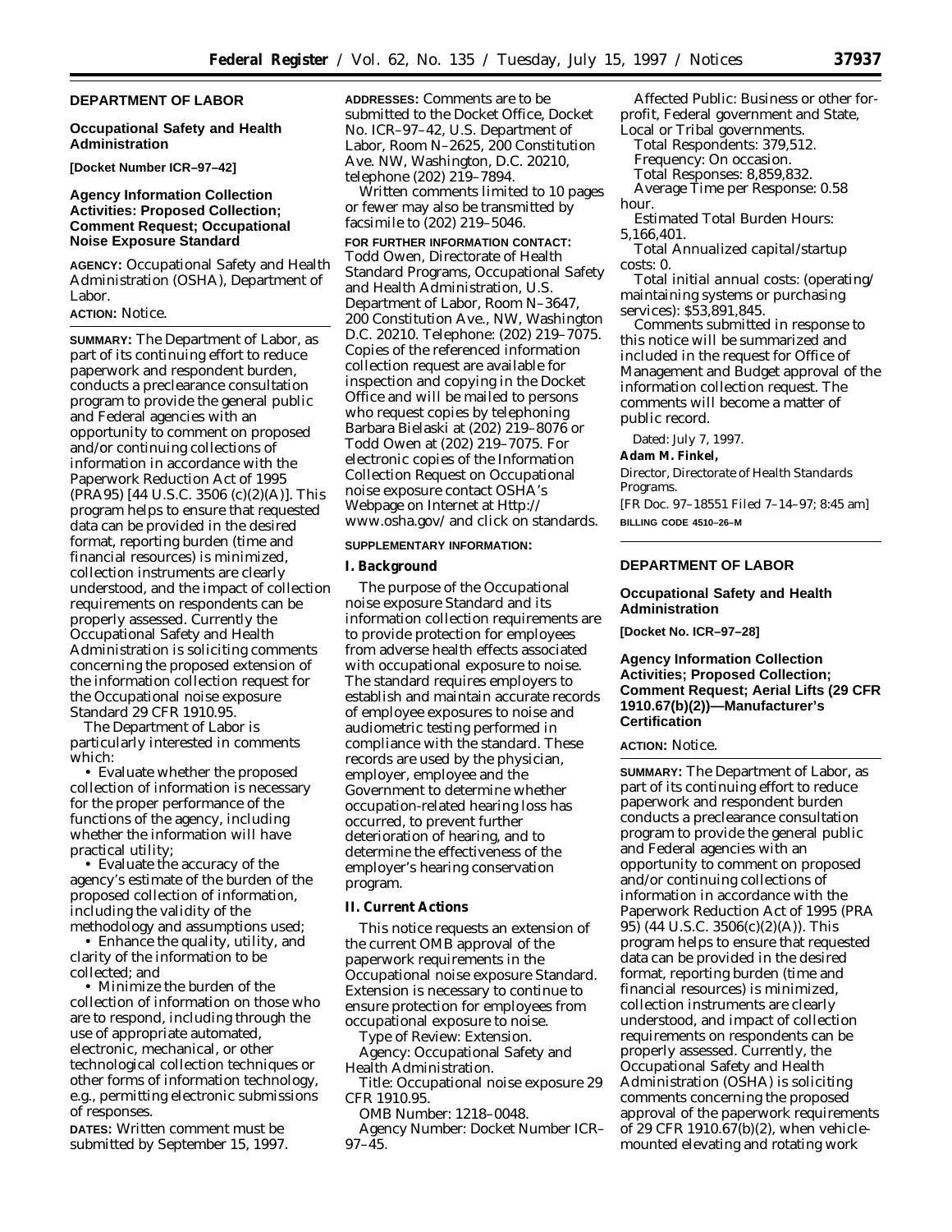## DEPARTMENT OF LABOR

### Occupational Safety and Health Administration

**[Docket Number ICR–97–42]**

### Agency Information Collection Activities: Proposed Collection; Comment Request; Occupational Noise Exposure Standard

**AGENCY:** Occupational Safety and Health Administration (OSHA), Department of Labor.

**ACTION:** Notice.

**SUMMARY:** The Department of Labor, as part of its continuing effort to reduce paperwork and respondent burden, conducts a preclearance consultation program to provide the general public and Federal agencies with an opportunity to comment on proposed and/or continuing collections of information in accordance with the Paperwork Reduction Act of 1995 (PRA95) [44 U.S.C. 3506 (c)(2)(A)]. This program helps to ensure that requested data can be provided in the desired format, reporting burden (time and financial resources) is minimized, collection instruments are clearly understood, and the impact of collection requirements on respondents can be properly assessed. Currently the Occupational Safety and Health Administration is soliciting comments concerning the proposed extension of the information collection request for the Occupational noise exposure Standard 29 CFR 1910.95.

The Department of Labor is particularly interested in comments which:

- Evaluate whether the proposed collection of information is necessary for the proper performance of the functions of the agency, including whether the information will have practical utility;
- Evaluate the accuracy of the agency's estimate of the burden of the proposed collection of information, including the validity of the methodology and assumptions used;
- Enhance the quality, utility, and clarity of the information to be collected; and
- Minimize the burden of the collection of information on those who are to respond, including through the use of appropriate automated, electronic, mechanical, or other technological collection techniques or other forms of information technology, e.g., permitting electronic submissions of responses.

**DATES:** Written comment must be submitted by September 15, 1997.

**ADDRESSES:** Comments are to be submitted to the Docket Office, Docket No. ICR–97–42, U.S. Department of Labor, Room N–2625, 200 Constitution Ave. NW, Washington, D.C. 20210, telephone (202) 219–7894.

Written comments limited to 10 pages or fewer may also be transmitted by facsimile to (202) 219–5046.

**FOR FURTHER INFORMATION CONTACT:** Todd Owen, Directorate of Health Standard Programs, Occupational Safety and Health Administration, U.S. Department of Labor, Room N–3647, 200 Constitution Ave., NW, Washington D.C. 20210. Telephone: (202) 219–7075. Copies of the referenced information collection request are available for inspection and copying in the Docket Office and will be mailed to persons who request copies by telephoning Barbara Bielaski at (202) 219–8076 or Todd Owen at (202) 219–7075. For electronic copies of the Information Collection Request on Occupational noise exposure contact OSHA's Webpage on Internet at Http://www.osha.gov/ and click on standards.

**SUPPLEMENTARY INFORMATION:**

#### I. Background

The purpose of the Occupational noise exposure Standard and its information collection requirements are to provide protection for employees from adverse health effects associated with occupational exposure to noise. The standard requires employers to establish and maintain accurate records of employee exposures to noise and audiometric testing performed in compliance with the standard. These records are used by the physician, employer, employee and the Government to determine whether occupation-related hearing loss has occurred, to prevent further deterioration of hearing, and to determine the effectiveness of the employer's hearing conservation program.

#### II. Current Actions

This notice requests an extension of the current OMB approval of the paperwork requirements in the Occupational noise exposure Standard. Extension is necessary to continue to ensure protection for employees from occupational exposure to noise.

*Type of Review:* Extension.

*Agency:* Occupational Safety and Health Administration.

*Title:* Occupational noise exposure 29 CFR 1910.95.

*OMB Number:* 1218–0048.

*Agency Number:* Docket Number ICR–97–45.

*Affected Public:* Business or other for-profit, Federal government and State, Local or Tribal governments.

*Total Respondents:* 379,512.

*Frequency:* On occasion.

*Total Responses:* 8,859,832.

*Average Time per Response:* 0.58 hour.

*Estimated Total Burden Hours:* 5,166,401.

*Total Annualized capital/startup costs:* 0.

*Total initial annual costs:* (operating/maintaining systems or purchasing services): $53,891,845.

Comments submitted in response to this notice will be summarized and included in the request for Office of Management and Budget approval of the information collection request. The comments will become a matter of public record.

Dated: July 7, 1997.

**Adam M. Finkel,**

*Director, Directorate of Health Standards Programs.*

[FR Doc. 97–18551 Filed 7–14–97; 8:45 am]

**BILLING CODE 4510–26–M**

---

## DEPARTMENT OF LABOR

### Occupational Safety and Health Administration

**[Docket No. ICR–97–28]**

### Agency Information Collection Activities; Proposed Collection; Comment Request; Aerial Lifts (29 CFR 1910.67(b)(2))—Manufacturer's Certification

**ACTION:** Notice.

**SUMMARY:** The Department of Labor, as part of its continuing effort to reduce paperwork and respondent burden conducts a preclearance consultation program to provide the general public and Federal agencies with an opportunity to comment on proposed and/or continuing collections of information in accordance with the Paperwork Reduction Act of 1995 (PRA 95) (44 U.S.C. 3506(c)(2)(A)). This program helps to ensure that requested data can be provided in the desired format, reporting burden (time and financial resources) is minimized, collection instruments are clearly understood, and impact of collection requirements on respondents can be properly assessed. Currently, the Occupational Safety and Health Administration (OSHA) is soliciting comments concerning the proposed approval of the paperwork requirements of 29 CFR 1910.67(b)(2), when vehicle-mounted elevating and rotating work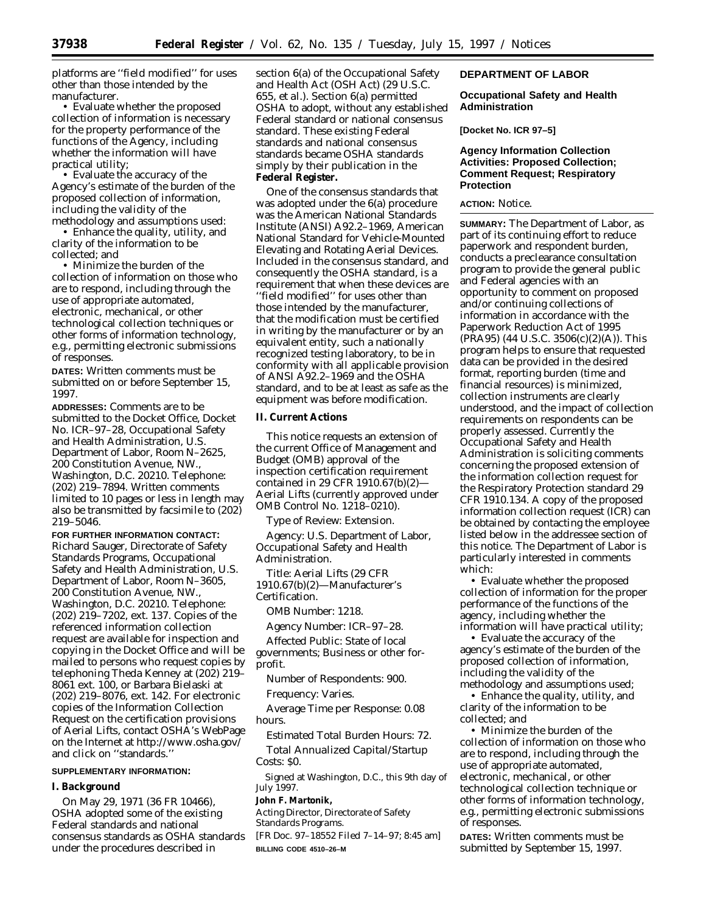platforms are ''field modified'' for uses other than those intended by the manufacturer.

• Evaluate whether the proposed collection of information is necessary for the property performance of the functions of the Agency, including whether the information will have practical utility;

• Evaluate the accuracy of the Agency's estimate of the burden of the proposed collection of information, including the validity of the methodology and assumptions used:

• Enhance the quality, utility, and clarity of the information to be collected; and

• Minimize the burden of the collection of information on those who are to respond, including through the use of appropriate automated, electronic, mechanical, or other technological collection techniques or other forms of information technology, e.g., permitting electronic submissions of responses.

**DATES:** Written comments must be submitted on or before September 15, 1997.

**ADDRESSES:** Comments are to be submitted to the Docket Office, Docket No. ICR–97–28, Occupational Safety and Health Administration, U.S. Department of Labor, Room N–2625, 200 Constitution Avenue, NW., Washington, D.C. 20210. Telephone: (202) 219–7894. Written comments limited to 10 pages or less in length may also be transmitted by facsimile to (202) 219–5046.

**FOR FURTHER INFORMATION CONTACT:** Richard Sauger, Directorate of Safety Standards Programs, Occupational Safety and Health Administration, U.S. Department of Labor, Room N–3605, 200 Constitution Avenue, NW., Washington, D.C. 20210. Telephone: (202) 219–7202, ext. 137. Copies of the referenced information collection request are available for inspection and copying in the Docket Office and will be mailed to persons who request copies by telephoning Theda Kenney at (202) 219–8061 ext. 100, or Barbara Bielaski at (202) 219–8076, ext. 142. For electronic copies of the Information Collection Request on the certification provisions of Aerial Lifts, contact OSHA's WebPage on the Internet at http://www.osha.gov/ and click on ''standards.''

**SUPPLEMENTARY INFORMATION:**

## I. Background

On May 29, 1971 (36 FR 10466), OSHA adopted some of the existing Federal standards and national consensus standards as OSHA standards under the procedures described in section 6(a) of the Occupational Safety and Health Act (OSH Act) (29 U.S.C. 655, et al.). Section 6(a) permitted OSHA to adopt, without any established Federal standard or national consensus standard. These existing Federal standards and national consensus standards became OSHA standards simply by their publication in the **Federal Register.**

One of the consensus standards that was adopted under the 6(a) procedure was the American National Standards Institute (ANSI) A92.2–1969, American National Standard for Vehicle-Mounted Elevating and Rotating Aerial Devices. Included in the consensus standard, and consequently the OSHA standard, is a requirement that when these devices are ''field modified'' for uses other than those intended by the manufacturer, that the modification must be certified in writing by the manufacturer or by an equivalent entity, such a nationally recognized testing laboratory, to be in conformity with all applicable provision of ANSI A92.2–1969 and the OSHA standard, and to be at least as safe as the equipment was before modification.

## II. Current Actions

This notice requests an extension of the current Office of Management and Budget (OMB) approval of the inspection certification requirement contained in 29 CFR 1910.67(b)(2)—Aerial Lifts (currently approved under OMB Control No. 1218–0210).

*Type of Review:* Extension.

*Agency:* U.S. Department of Labor, Occupational Safety and Health Administration.

*Title:* Aerial Lifts (29 CFR 1910.67(b)(2)—Manufacturer's Certification.

*OMB Number:* 1218.

*Agency Number:* ICR–97–28.

*Affected Public:* State of local governments; Business or other for-profit.

*Number of Respondents:* 900.

*Frequency:* Varies.

*Average Time per Response:* 0.08 hours.

*Estimated Total Burden Hours:* 72.

*Total Annualized Capital/Startup Costs:* $0.

Signed at Washington, D.C., this 9th day of July 1997.

**John F. Martonik,**

*Acting Director, Directorate of Safety Standards Programs.*

[FR Doc. 97–18552 Filed 7–14–97; 8:45 am]

**BILLING CODE 4510–26–M**

**DEPARTMENT OF LABOR**

**Occupational Safety and Health Administration**

**[Docket No. ICR 97–5]**

**Agency Information Collection Activities: Proposed Collection; Comment Request; Respiratory Protection**

**ACTION:** Notice.

**SUMMARY:** The Department of Labor, as part of its continuing effort to reduce paperwork and respondent burden, conducts a preclearance consultation program to provide the general public and Federal agencies with an opportunity to comment on proposed and/or continuing collections of information in accordance with the Paperwork Reduction Act of 1995 (PRA95) (44 U.S.C. 3506(c)(2)(A)). This program helps to ensure that requested data can be provided in the desired format, reporting burden (time and financial resources) is minimized, collection instruments are clearly understood, and the impact of collection requirements on respondents can be properly assessed. Currently the Occupational Safety and Health Administration is soliciting comments concerning the proposed extension of the information collection request for the Respiratory Protection standard 29 CFR 1910.134. A copy of the proposed information collection request (ICR) can be obtained by contacting the employee listed below in the addressee section of this notice. The Department of Labor is particularly interested in comments which:

• Evaluate whether the proposed collection of information for the proper performance of the functions of the agency, including whether the information will have practical utility;

• Evaluate the accuracy of the agency's estimate of the burden of the proposed collection of information, including the validity of the methodology and assumptions used;

• Enhance the quality, utility, and clarity of the information to be collected; and

• Minimize the burden of the collection of information on those who are to respond, including through the use of appropriate automated, electronic, mechanical, or other technological collection technique or other forms of information technology, e.g., permitting electronic submissions of responses.

**DATES:** Written comments must be submitted by September 15, 1997.